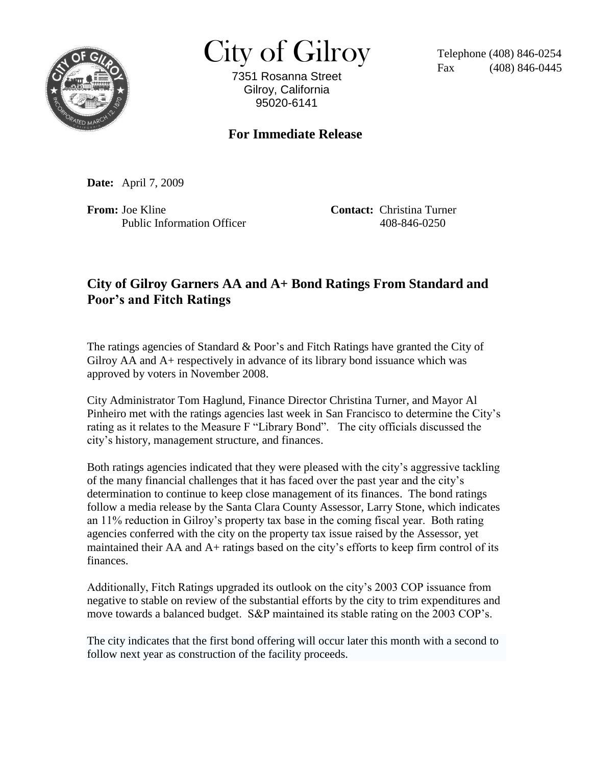# City of Gilroy

7351 Rosanna Street
Gilroy, California
95020-6141

Telephone (408) 846-0254
Fax (408) 846-0445

**For Immediate Release**

**Date:** April 7, 2009

**From:** Joe Kline
Public Information Officer

**Contact:** Christina Turner
408-846-0250

## City of Gilroy Garners AA and A+ Bond Ratings From Standard and Poor's and Fitch Ratings

The ratings agencies of Standard & Poor's and Fitch Ratings have granted the City of Gilroy AA and A+ respectively in advance of its library bond issuance which was approved by voters in November 2008.

City Administrator Tom Haglund, Finance Director Christina Turner, and Mayor Al Pinheiro met with the ratings agencies last week in San Francisco to determine the City's rating as it relates to the Measure F "Library Bond". The city officials discussed the city's history, management structure, and finances.

Both ratings agencies indicated that they were pleased with the city's aggressive tackling of the many financial challenges that it has faced over the past year and the city's determination to continue to keep close management of its finances. The bond ratings follow a media release by the Santa Clara County Assessor, Larry Stone, which indicates an 11% reduction in Gilroy's property tax base in the coming fiscal year. Both rating agencies conferred with the city on the property tax issue raised by the Assessor, yet maintained their AA and A+ ratings based on the city's efforts to keep firm control of its finances.

Additionally, Fitch Ratings upgraded its outlook on the city's 2003 COP issuance from negative to stable on review of the substantial efforts by the city to trim expenditures and move towards a balanced budget. S&P maintained its stable rating on the 2003 COP's.

The city indicates that the first bond offering will occur later this month with a second to follow next year as construction of the facility proceeds.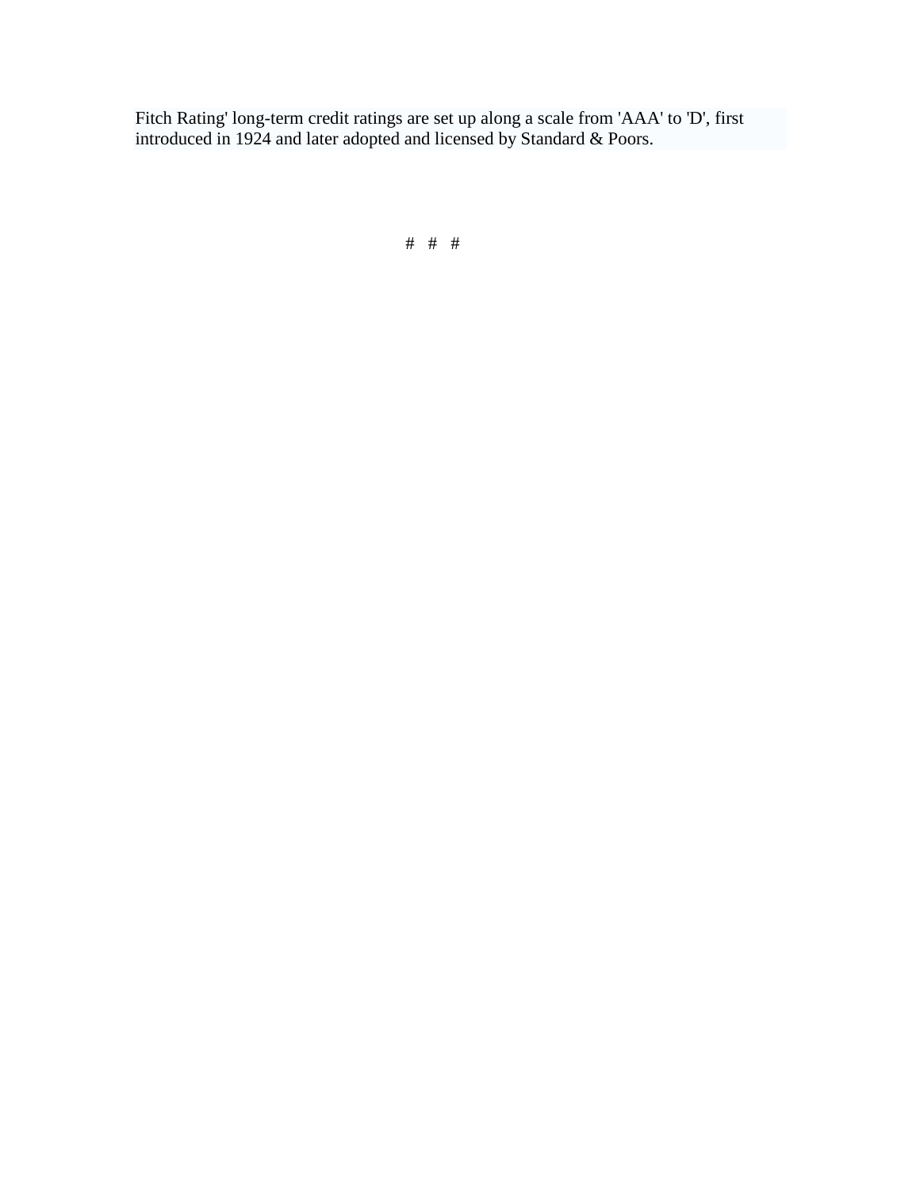Fitch Rating' long-term credit ratings are set up along a scale from 'AAA' to 'D', first introduced in 1924 and later adopted and licensed by Standard & Poors.

# # #